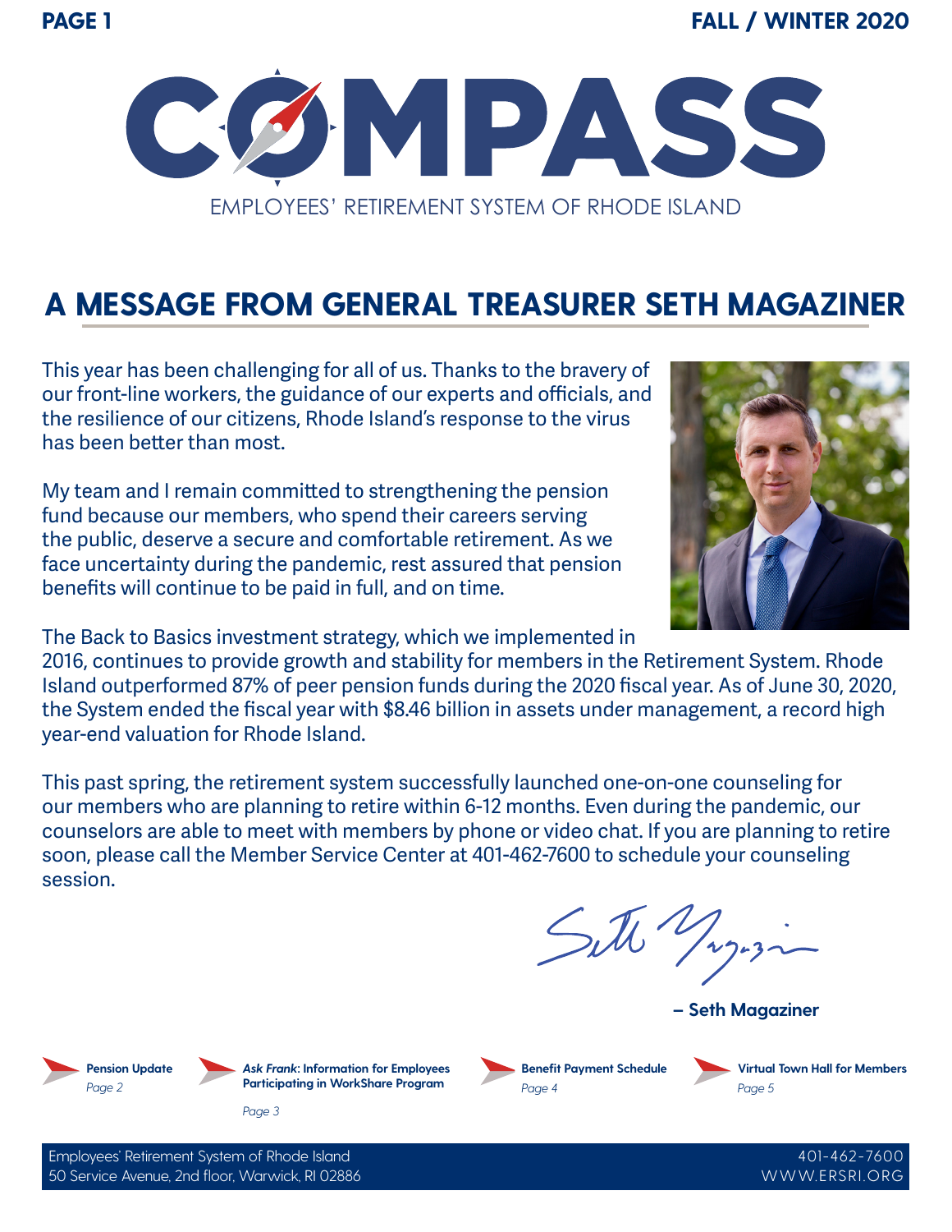# COMPASS

EMPLOYEES' RETIREMENT SYSTEM OF RHODE ISLAND

FALL / WINTER 2020

## A MESSAGE FROM GENERAL TREASURER SETH MAGAZINER

This year has been challenging for all of us. Thanks to the bravery of our front-line workers, the guidance of our experts and officials, and the resilience of our citizens, Rhode Island's response to the virus has been better than most.

My team and I remain committed to strengthening the pension fund because our members, who spend their careers serving the public, deserve a secure and comfortable retirement. As we face uncertainty during the pandemic, rest assured that pension benefits will continue to be paid in full, and on time.

The Back to Basics investment strategy, which we implemented in 2016, continues to provide growth and stability for members in the Retirement System. Rhode Island outperformed 87% of peer pension funds during the 2020 fiscal year. As of June 30, 2020, the System ended the fiscal year with $8.46 billion in assets under management, a record high year-end valuation for Rhode Island.

This past spring, the retirement system successfully launched one-on-one counseling for our members who are planning to retire within 6-12 months. Even during the pandemic, our counselors are able to meet with members by phone or video chat. If you are planning to retire soon, please call the Member Service Center at 401-462-7600 to schedule your counseling session.

**– Seth Magaziner**

- **Pension Update** *Page 2*
- ***Ask Frank*: Information for Employees Participating in WorkShare Program** *Page 3*
- **Benefit Payment Schedule** *Page 4*
- **Virtual Town Hall for Members** *Page 5*

Employees' Retirement System of Rhode Island
50 Service Avenue, 2nd floor, Warwick, RI 02886

401-462-7600
WWW.ERSRI.ORG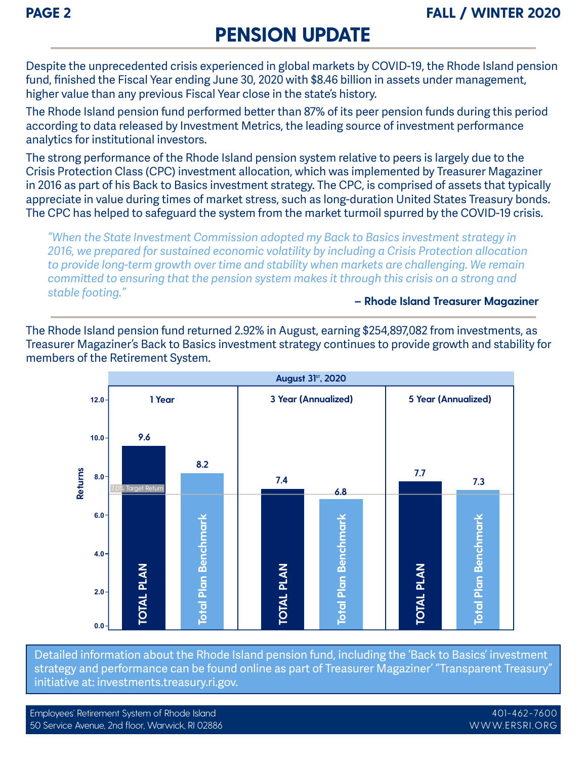# PENSION UPDATE

Despite the unprecedented crisis experienced in global markets by COVID-19, the Rhode Island pension fund, finished the Fiscal Year ending June 30, 2020 with $8.46 billion in assets under management, higher value than any previous Fiscal Year close in the state's history.

The Rhode Island pension fund performed better than 87% of its peer pension funds during this period according to data released by Investment Metrics, the leading source of investment performance analytics for institutional investors.

The strong performance of the Rhode Island pension system relative to peers is largely due to the Crisis Protection Class (CPC) investment allocation, which was implemented by Treasurer Magaziner in 2016 as part of his Back to Basics investment strategy. The CPC, is comprised of assets that typically appreciate in value during times of market stress, such as long-duration United States Treasury bonds. The CPC has helped to safeguard the system from the market turmoil spurred by the COVID-19 crisis.

> *"When the State Investment Commission adopted my Back to Basics investment strategy in 2016, we prepared for sustained economic volatility by including a Crisis Protection allocation to provide long-term growth over time and stability when markets are challenging. We remain committed to ensuring that the pension system makes it through this crisis on a strong and stable footing."*
>
> **– Rhode Island Treasurer Magaziner**

The Rhode Island pension fund returned 2.92% in August, earning $254,897,082 from investments, as Treasurer Magaziner's Back to Basics investment strategy continues to provide growth and stability for members of the Retirement System.

**August 31st, 2020**

| Returns | 1 Year | 3 Year (Annualized) | 5 Year (Annualized) |
|---|---|---|---|
| TOTAL PLAN | 9.6 | 7.4 | 7.7 |
| Total Plan Benchmark | 8.2 | 6.8 | 7.3 |

7.0% Target Return

Detailed information about the Rhode Island pension fund, including the 'Back to Basics' investment strategy and performance can be found online as part of Treasurer Magaziner' "Transparent Treasury" initiative at: investments.treasury.ri.gov.

Employees' Retirement System of Rhode Island
50 Service Avenue, 2nd floor, Warwick, RI 02886
401-462-7600
WWW.ERSRI.ORG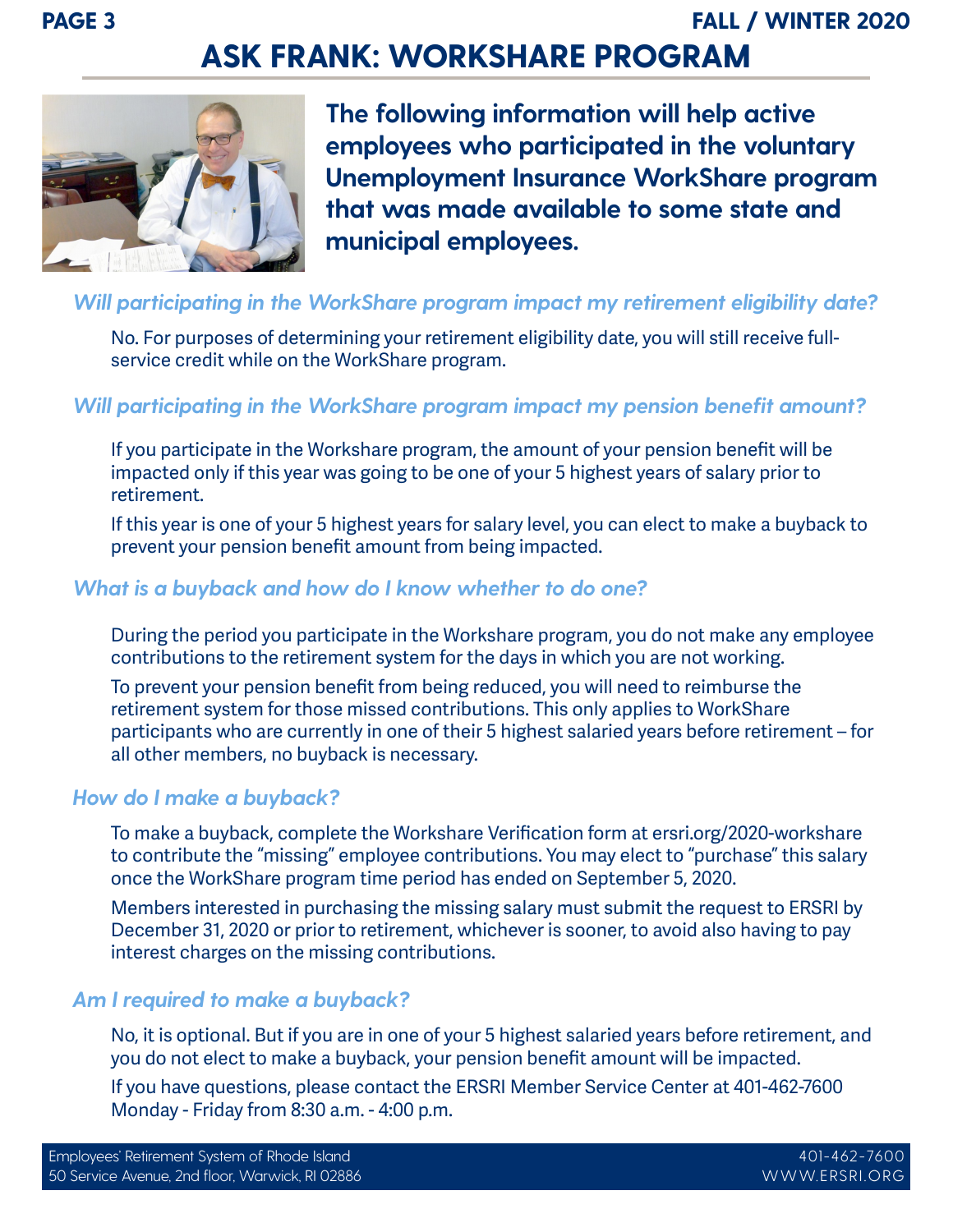# ASK FRANK: WORKSHARE PROGRAM

**The following information will help active employees who participated in the voluntary Unemployment Insurance WorkShare program that was made available to some state and municipal employees.**

### *Will participating in the WorkShare program impact my retirement eligibility date?*

No. For purposes of determining your retirement eligibility date, you will still receive full-service credit while on the WorkShare program.

### *Will participating in the WorkShare program impact my pension benefit amount?*

If you participate in the Workshare program, the amount of your pension benefit will be impacted only if this year was going to be one of your 5 highest years of salary prior to retirement.

If this year is one of your 5 highest years for salary level, you can elect to make a buyback to prevent your pension benefit amount from being impacted.

### *What is a buyback and how do I know whether to do one?*

During the period you participate in the Workshare program, you do not make any employee contributions to the retirement system for the days in which you are not working.

To prevent your pension benefit from being reduced, you will need to reimburse the retirement system for those missed contributions. This only applies to WorkShare participants who are currently in one of their 5 highest salaried years before retirement – for all other members, no buyback is necessary.

### *How do I make a buyback?*

To make a buyback, complete the Workshare Verification form at ersri.org/2020-workshare to contribute the "missing" employee contributions. You may elect to "purchase" this salary once the WorkShare program time period has ended on September 5, 2020.

Members interested in purchasing the missing salary must submit the request to ERSRI by December 31, 2020 or prior to retirement, whichever is sooner, to avoid also having to pay interest charges on the missing contributions.

### *Am I required to make a buyback?*

No, it is optional. But if you are in one of your 5 highest salaried years before retirement, and you do not elect to make a buyback, your pension benefit amount will be impacted.

If you have questions, please contact the ERSRI Member Service Center at 401-462-7600 Monday - Friday from 8:30 a.m. - 4:00 p.m.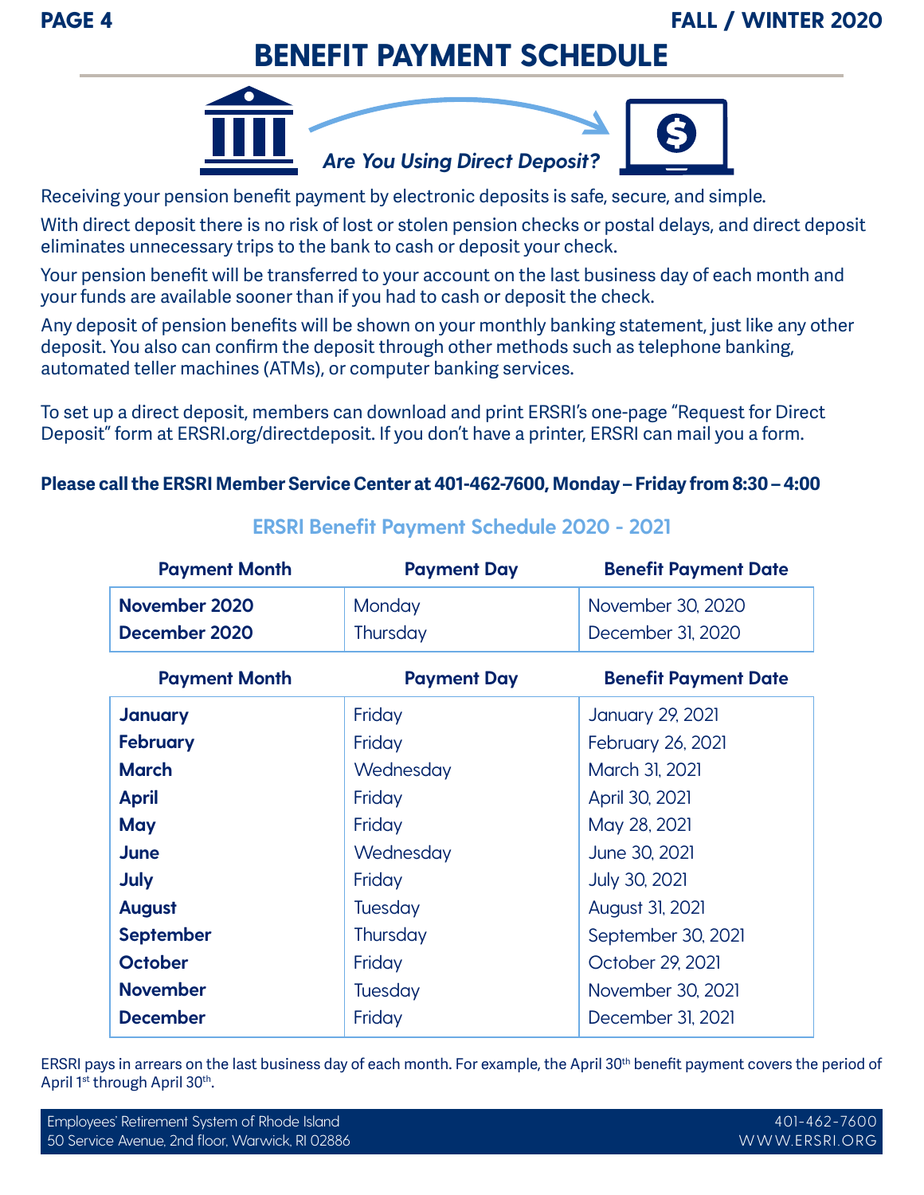# BENEFIT PAYMENT SCHEDULE

***Are You Using Direct Deposit?***

Receiving your pension benefit payment by electronic deposits is safe, secure, and simple.

With direct deposit there is no risk of lost or stolen pension checks or postal delays, and direct deposit eliminates unnecessary trips to the bank to cash or deposit your check.

Your pension benefit will be transferred to your account on the last business day of each month and your funds are available sooner than if you had to cash or deposit the check.

Any deposit of pension benefits will be shown on your monthly banking statement, just like any other deposit. You also can confirm the deposit through other methods such as telephone banking, automated teller machines (ATMs), or computer banking services.

To set up a direct deposit, members can download and print ERSRI's one-page "Request for Direct Deposit" form at ERSRI.org/directdeposit. If you don't have a printer, ERSRI can mail you a form.

**Please call the ERSRI Member Service Center at 401-462-7600, Monday – Friday from 8:30 – 4:00**

## ERSRI Benefit Payment Schedule 2020 - 2021

| Payment Month | Payment Day | Benefit Payment Date |
|---|---|---|
| **November 2020** | Monday | November 30, 2020 |
| **December 2020** | Thursday | December 31, 2020 |

| Payment Month | Payment Day | Benefit Payment Date |
|---|---|---|
| **January** | Friday | January 29, 2021 |
| **February** | Friday | February 26, 2021 |
| **March** | Wednesday | March 31, 2021 |
| **April** | Friday | April 30, 2021 |
| **May** | Friday | May 28, 2021 |
| **June** | Wednesday | June 30, 2021 |
| **July** | Friday | July 30, 2021 |
| **August** | Tuesday | August 31, 2021 |
| **September** | Thursday | September 30, 2021 |
| **October** | Friday | October 29, 2021 |
| **November** | Tuesday | November 30, 2021 |
| **December** | Friday | December 31, 2021 |

ERSRI pays in arrears on the last business day of each month. For example, the April 30th benefit payment covers the period of April 1st through April 30th.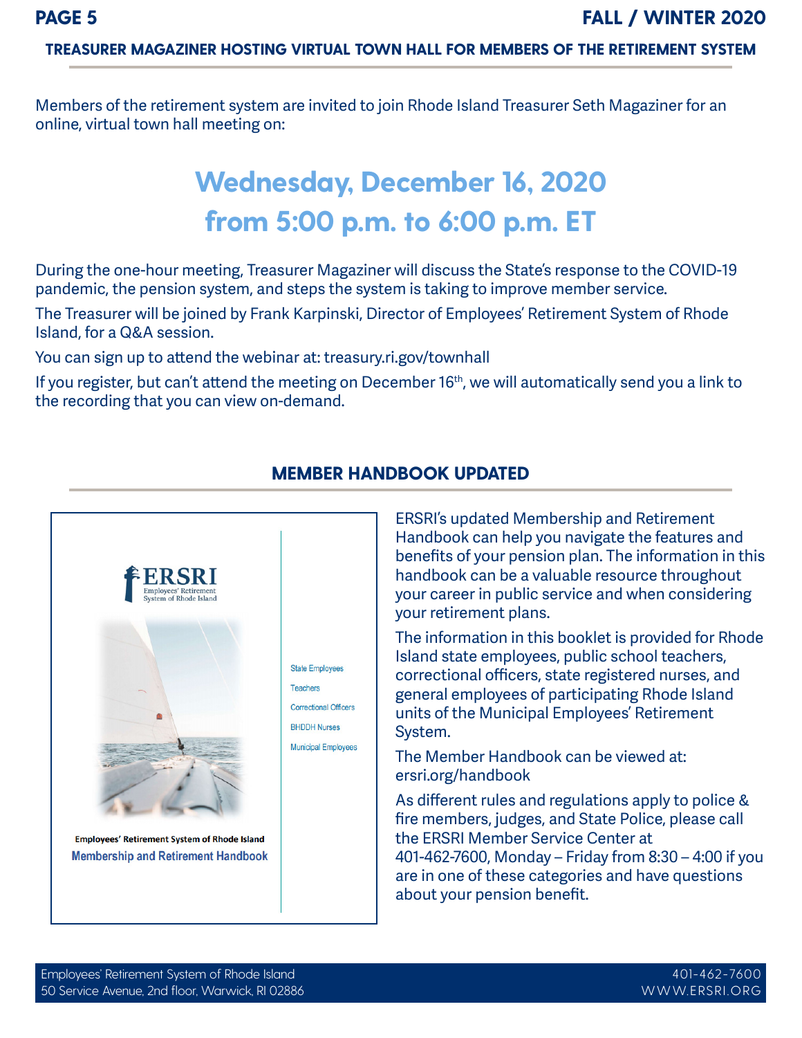## TREASURER MAGAZINER HOSTING VIRTUAL TOWN HALL FOR MEMBERS OF THE RETIREMENT SYSTEM

Members of the retirement system are invited to join Rhode Island Treasurer Seth Magaziner for an online, virtual town hall meeting on:

**Wednesday, December 16, 2020**
**from 5:00 p.m. to 6:00 p.m. ET**

During the one-hour meeting, Treasurer Magaziner will discuss the State's response to the COVID-19 pandemic, the pension system, and steps the system is taking to improve member service.

The Treasurer will be joined by Frank Karpinski, Director of Employees' Retirement System of Rhode Island, for a Q&A session.

You can sign up to attend the webinar at: treasury.ri.gov/townhall

If you register, but can't attend the meeting on December 16th, we will automatically send you a link to the recording that you can view on-demand.

## MEMBER HANDBOOK UPDATED

ERSRI
Employees' Retirement System of Rhode Island

State Employees
Teachers
Correctional Officers
BHDDH Nurses
Municipal Employees

Employees' Retirement System of Rhode Island
Membership and Retirement Handbook

ERSRI's updated Membership and Retirement Handbook can help you navigate the features and benefits of your pension plan. The information in this handbook can be a valuable resource throughout your career in public service and when considering your retirement plans.

The information in this booklet is provided for Rhode Island state employees, public school teachers, correctional officers, state registered nurses, and general employees of participating Rhode Island units of the Municipal Employees' Retirement System.

The Member Handbook can be viewed at: ersri.org/handbook

As different rules and regulations apply to police & fire members, judges, and State Police, please call the ERSRI Member Service Center at 401-462-7600, Monday – Friday from 8:30 – 4:00 if you are in one of these categories and have questions about your pension benefit.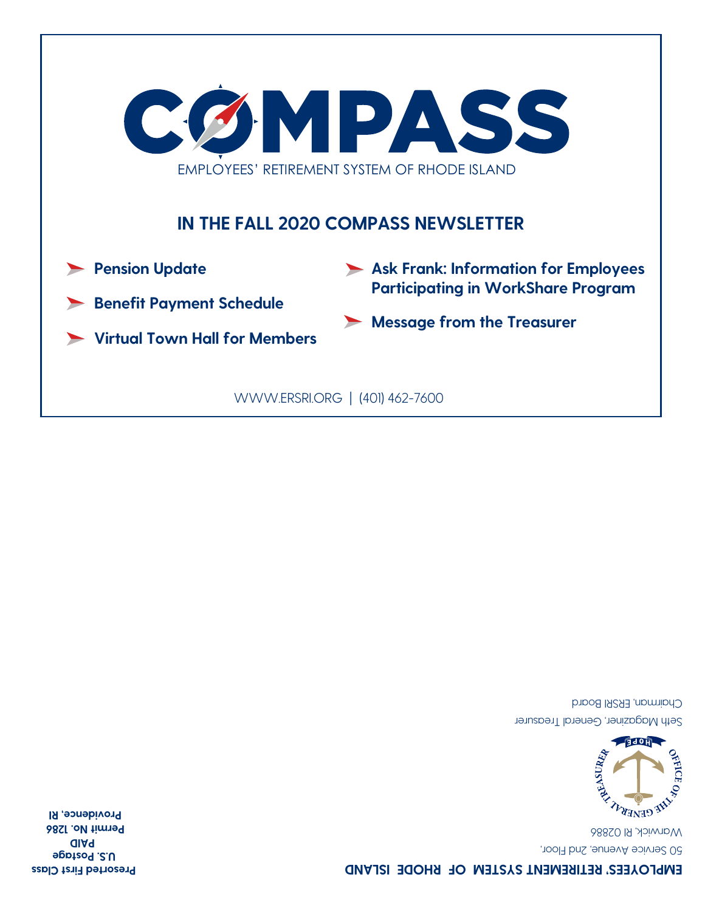# COMPASS

EMPLOYEES' RETIREMENT SYSTEM OF RHODE ISLAND

## IN THE FALL 2020 COMPASS NEWSLETTER

- **Pension Update**
- **Benefit Payment Schedule**
- **Virtual Town Hall for Members**
- **Ask Frank: Information for Employees Participating in WorkShare Program**
- **Message from the Treasurer**

WWW.ERSRI.ORG | (401) 462-7600

**EMPLOYEES' RETIREMENT SYSTEM OF RHODE ISLAND**

50 Service Avenue, 2nd Floor,

Warwick, RI 02886

OFFICE OF THE GENERAL TREASURER

HOPE

Seth Magaziner, General Treasurer

Chairman, ERSRI Board

**Presorted First Class**
**U.S. Postage**
**PAID**
**Permit No. 1286**
**Providence, RI**